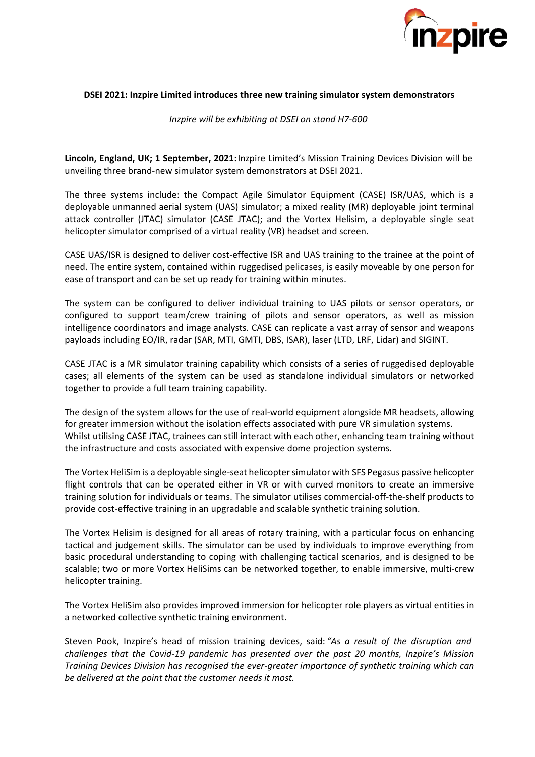**DSEI 2021: Inzpire Limited introduces three new training simulator system demonstrators**

*Inzpire will be exhibiting at DSEI on stand H7-600*

**Lincoln, England, UK; 1 September, 2021:** Inzpire Limited's Mission Training Devices Division will be unveiling three brand-new simulator system demonstrators at DSEI 2021.

The three systems include: the Compact Agile Simulator Equipment (CASE) ISR/UAS, which is a deployable unmanned aerial system (UAS) simulator; a mixed reality (MR) deployable joint terminal attack controller (JTAC) simulator (CASE JTAC); and the Vortex Helisim, a deployable single seat helicopter simulator comprised of a virtual reality (VR) headset and screen.

CASE UAS/ISR is designed to deliver cost-effective ISR and UAS training to the trainee at the point of need. The entire system, contained within ruggedised pelicases, is easily moveable by one person for ease of transport and can be set up ready for training within minutes.

The system can be configured to deliver individual training to UAS pilots or sensor operators, or configured to support team/crew training of pilots and sensor operators, as well as mission intelligence coordinators and image analysts. CASE can replicate a vast array of sensor and weapons payloads including EO/IR, radar (SAR, MTI, GMTI, DBS, ISAR), laser (LTD, LRF, Lidar) and SIGINT.

CASE JTAC is a MR simulator training capability which consists of a series of ruggedised deployable cases; all elements of the system can be used as standalone individual simulators or networked together to provide a full team training capability.

The design of the system allows for the use of real-world equipment alongside MR headsets, allowing for greater immersion without the isolation effects associated with pure VR simulation systems. Whilst utilising CASE JTAC, trainees can still interact with each other, enhancing team training without the infrastructure and costs associated with expensive dome projection systems.

The Vortex HeliSim is a deployable single-seat helicopter simulator with SFS Pegasus passive helicopter flight controls that can be operated either in VR or with curved monitors to create an immersive training solution for individuals or teams. The simulator utilises commercial-off-the-shelf products to provide cost-effective training in an upgradable and scalable synthetic training solution.

The Vortex Helisim is designed for all areas of rotary training, with a particular focus on enhancing tactical and judgement skills. The simulator can be used by individuals to improve everything from basic procedural understanding to coping with challenging tactical scenarios, and is designed to be scalable; two or more Vortex HeliSims can be networked together, to enable immersive, multi-crew helicopter training.

The Vortex HeliSim also provides improved immersion for helicopter role players as virtual entities in a networked collective synthetic training environment.

Steven Pook, Inzpire's head of mission training devices, said: *"As a result of the disruption and challenges that the Covid-19 pandemic has presented over the past 20 months, Inzpire's Mission Training Devices Division has recognised the ever-greater importance of synthetic training which can be delivered at the point that the customer needs it most.*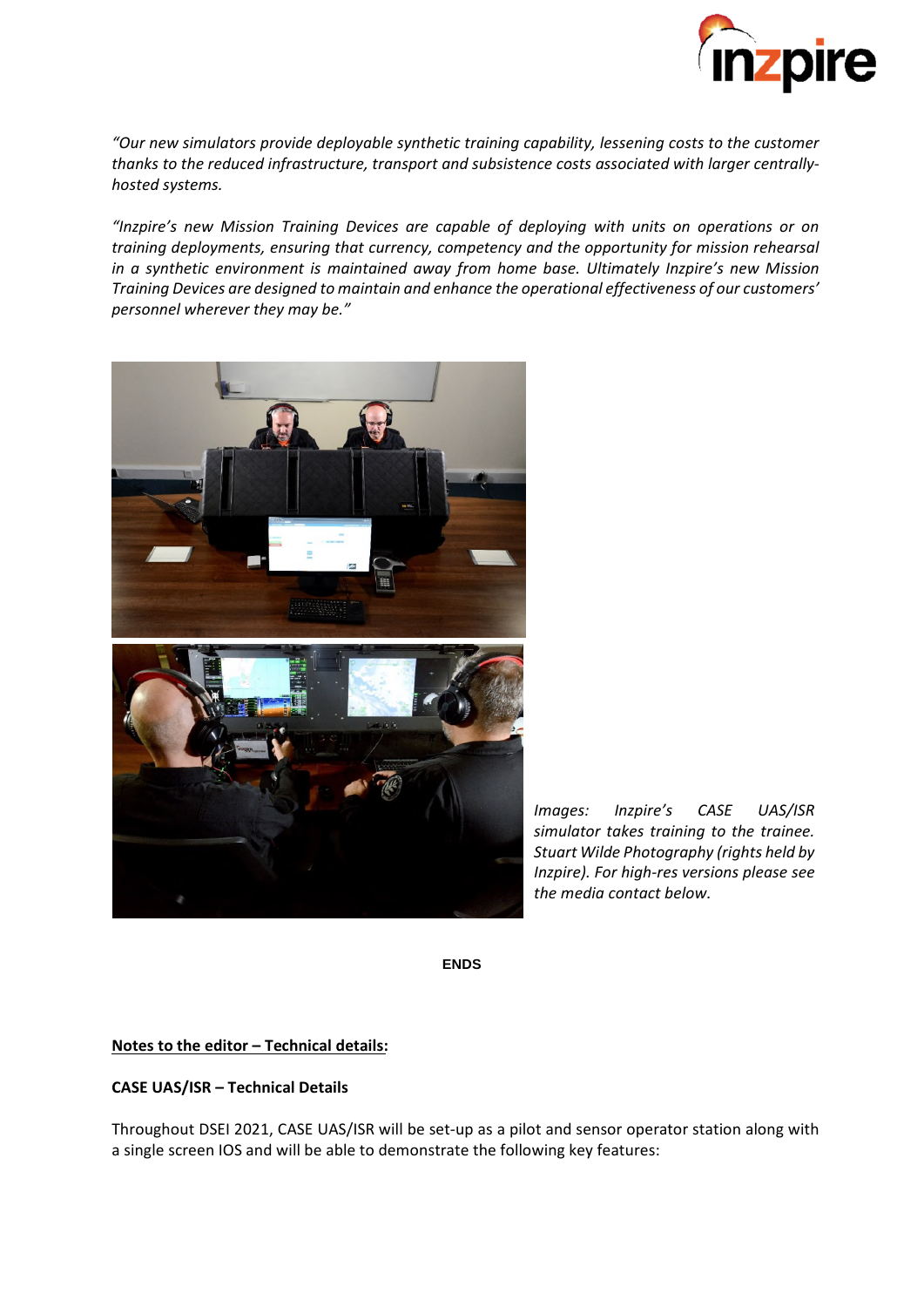*"Our new simulators provide deployable synthetic training capability, lessening costs to the customer thanks to the reduced infrastructure, transport and subsistence costs associated with larger centrally-hosted systems.*

*"Inzpire's new Mission Training Devices are capable of deploying with units on operations or on training deployments, ensuring that currency, competency and the opportunity for mission rehearsal in a synthetic environment is maintained away from home base. Ultimately Inzpire's new Mission Training Devices are designed to maintain and enhance the operational effectiveness of our customers' personnel wherever they may be."*

*Images: Inzpire's CASE UAS/ISR simulator takes training to the trainee. Stuart Wilde Photography (rights held by Inzpire). For high-res versions please see the media contact below.*

**ENDS**

**Notes to the editor – Technical details:**

**CASE UAS/ISR – Technical Details**

Throughout DSEI 2021, CASE UAS/ISR will be set-up as a pilot and sensor operator station along with a single screen IOS and will be able to demonstrate the following key features: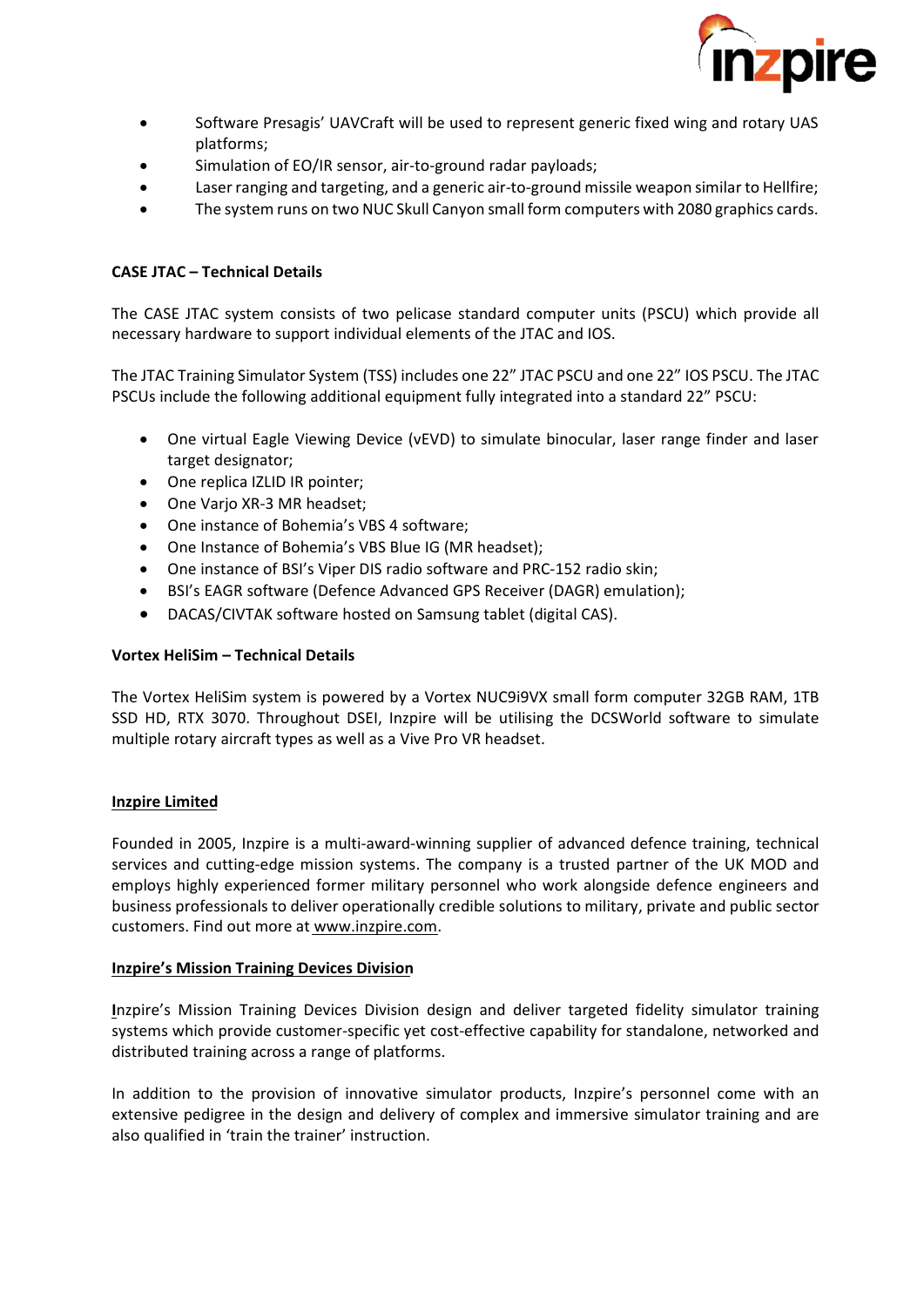- Software Presagis' UAVCraft will be used to represent generic fixed wing and rotary UAS platforms;
- Simulation of EO/IR sensor, air-to-ground radar payloads;
- Laser ranging and targeting, and a generic air-to-ground missile weapon similar to Hellfire;
- The system runs on two NUC Skull Canyon small form computers with 2080 graphics cards.

**CASE JTAC – Technical Details**

The CASE JTAC system consists of two pelicase standard computer units (PSCU) which provide all necessary hardware to support individual elements of the JTAC and IOS.

The JTAC Training Simulator System (TSS) includes one 22" JTAC PSCU and one 22" IOS PSCU. The JTAC PSCUs include the following additional equipment fully integrated into a standard 22" PSCU:

- One virtual Eagle Viewing Device (vEVD) to simulate binocular, laser range finder and laser target designator;
- One replica IZLID IR pointer;
- One Varjo XR-3 MR headset;
- One instance of Bohemia's VBS 4 software;
- One Instance of Bohemia's VBS Blue IG (MR headset);
- One instance of BSI's Viper DIS radio software and PRC-152 radio skin;
- BSI's EAGR software (Defence Advanced GPS Receiver (DAGR) emulation);
- DACAS/CIVTAK software hosted on Samsung tablet (digital CAS).

**Vortex HeliSim – Technical Details**

The Vortex HeliSim system is powered by a Vortex NUC9i9VX small form computer 32GB RAM, 1TB SSD HD, RTX 3070. Throughout DSEI, Inzpire will be utilising the DCSWorld software to simulate multiple rotary aircraft types as well as a Vive Pro VR headset.

**Inzpire Limited**

Founded in 2005, Inzpire is a multi-award-winning supplier of advanced defence training, technical services and cutting-edge mission systems. The company is a trusted partner of the UK MOD and employs highly experienced former military personnel who work alongside defence engineers and business professionals to deliver operationally credible solutions to military, private and public sector customers. Find out more at www.inzpire.com.

**Inzpire's Mission Training Devices Division**

Inzpire's Mission Training Devices Division design and deliver targeted fidelity simulator training systems which provide customer-specific yet cost-effective capability for standalone, networked and distributed training across a range of platforms.

In addition to the provision of innovative simulator products, Inzpire's personnel come with an extensive pedigree in the design and delivery of complex and immersive simulator training and are also qualified in 'train the trainer' instruction.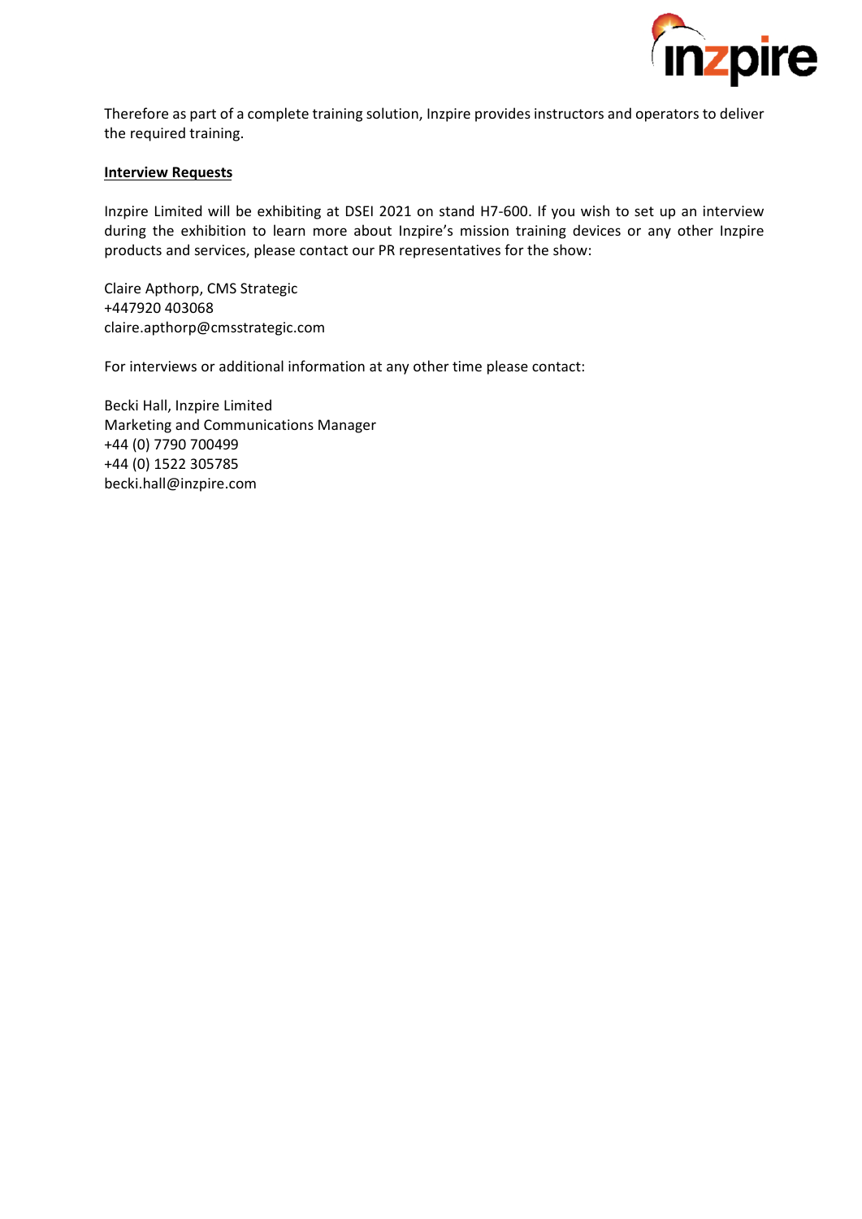Therefore as part of a complete training solution, Inzpire provides instructors and operators to deliver the required training.

**Interview Requests**

Inzpire Limited will be exhibiting at DSEI 2021 on stand H7-600. If you wish to set up an interview during the exhibition to learn more about Inzpire's mission training devices or any other Inzpire products and services, please contact our PR representatives for the show:

Claire Apthorp, CMS Strategic
+447920 403068
claire.apthorp@cmsstrategic.com

For interviews or additional information at any other time please contact:

Becki Hall, Inzpire Limited
Marketing and Communications Manager
+44 (0) 7790 700499
+44 (0) 1522 305785
becki.hall@inzpire.com